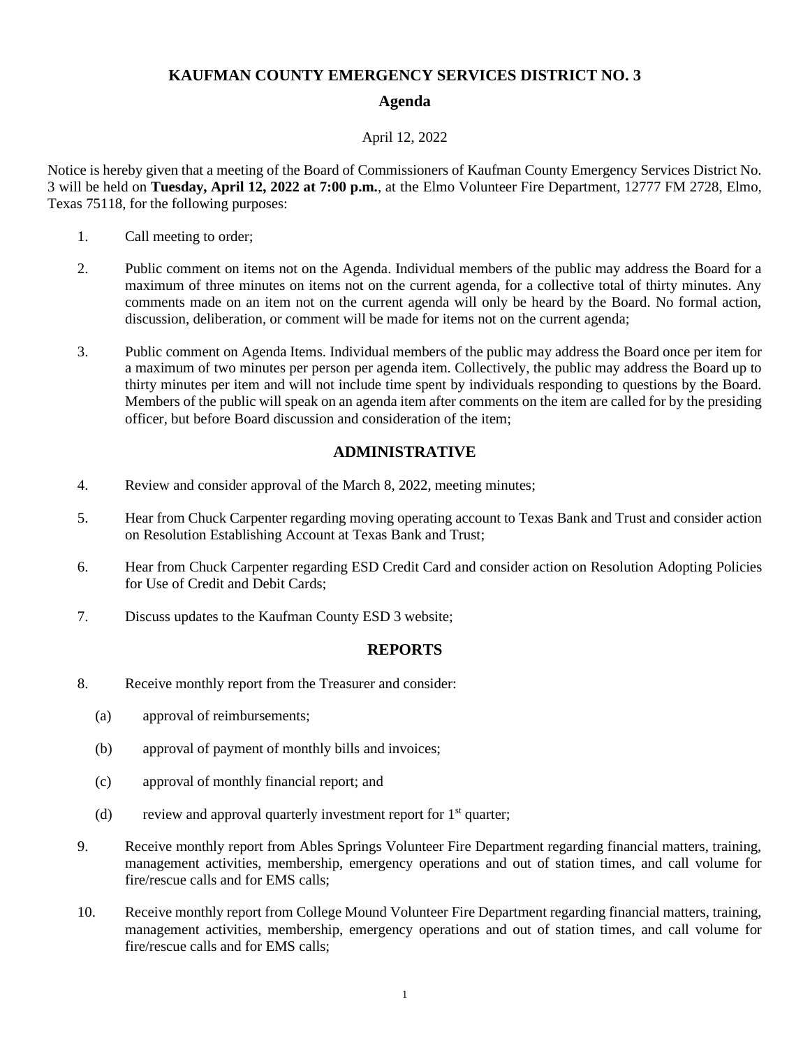# KAUFMAN COUNTY EMERGENCY SERVICES DISTRICT NO. 3

## Agenda

April 12, 2022

Notice is hereby given that a meeting of the Board of Commissioners of Kaufman County Emergency Services District No. 3 will be held on **Tuesday, April 12, 2022 at 7:00 p.m.**, at the Elmo Volunteer Fire Department, 12777 FM 2728, Elmo, Texas 75118, for the following purposes:

1. Call meeting to order;

2. Public comment on items not on the Agenda. Individual members of the public may address the Board for a maximum of three minutes on items not on the current agenda, for a collective total of thirty minutes. Any comments made on an item not on the current agenda will only be heard by the Board. No formal action, discussion, deliberation, or comment will be made for items not on the current agenda;

3. Public comment on Agenda Items. Individual members of the public may address the Board once per item for a maximum of two minutes per person per agenda item. Collectively, the public may address the Board up to thirty minutes per item and will not include time spent by individuals responding to questions by the Board. Members of the public will speak on an agenda item after comments on the item are called for by the presiding officer, but before Board discussion and consideration of the item;

## ADMINISTRATIVE

4. Review and consider approval of the March 8, 2022, meeting minutes;

5. Hear from Chuck Carpenter regarding moving operating account to Texas Bank and Trust and consider action on Resolution Establishing Account at Texas Bank and Trust;

6. Hear from Chuck Carpenter regarding ESD Credit Card and consider action on Resolution Adopting Policies for Use of Credit and Debit Cards;

7. Discuss updates to the Kaufman County ESD 3 website;

## REPORTS

8. Receive monthly report from the Treasurer and consider:

   (a) approval of reimbursements;

   (b) approval of payment of monthly bills and invoices;

   (c) approval of monthly financial report; and

   (d) review and approval quarterly investment report for 1st quarter;

9. Receive monthly report from Ables Springs Volunteer Fire Department regarding financial matters, training, management activities, membership, emergency operations and out of station times, and call volume for fire/rescue calls and for EMS calls;

10. Receive monthly report from College Mound Volunteer Fire Department regarding financial matters, training, management activities, membership, emergency operations and out of station times, and call volume for fire/rescue calls and for EMS calls;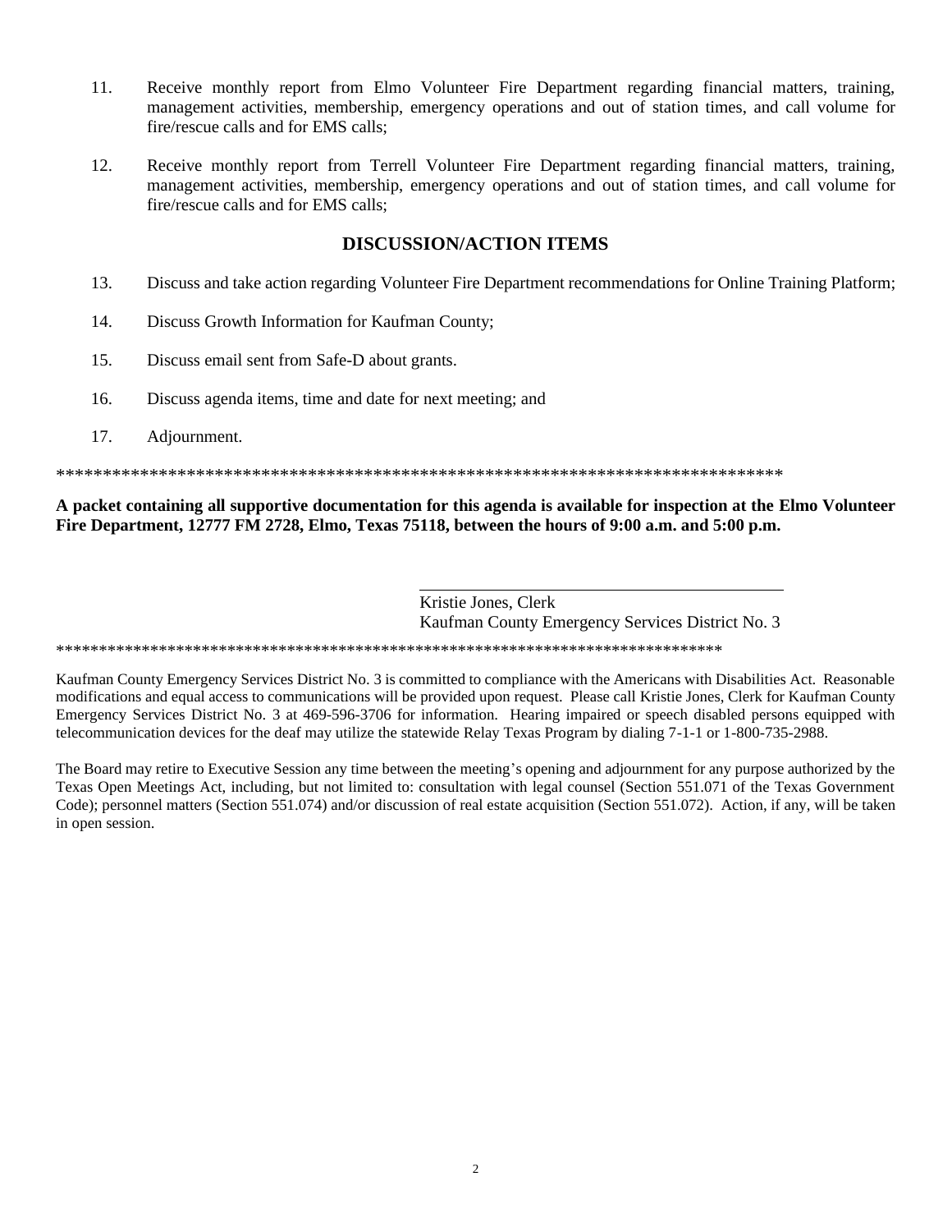11. Receive monthly report from Elmo Volunteer Fire Department regarding financial matters, training, management activities, membership, emergency operations and out of station times, and call volume for fire/rescue calls and for EMS calls;

12. Receive monthly report from Terrell Volunteer Fire Department regarding financial matters, training, management activities, membership, emergency operations and out of station times, and call volume for fire/rescue calls and for EMS calls;

## DISCUSSION/ACTION ITEMS

13. Discuss and take action regarding Volunteer Fire Department recommendations for Online Training Platform;

14. Discuss Growth Information for Kaufman County;

15. Discuss email sent from Safe-D about grants.

16. Discuss agenda items, time and date for next meeting; and

17. Adjournment.

**********************************************************************************

**A packet containing all supportive documentation for this agenda is available for inspection at the Elmo Volunteer Fire Department, 12777 FM 2728, Elmo, Texas 75118, between the hours of 9:00 a.m. and 5:00 p.m.**

Kristie Jones, Clerk
Kaufman County Emergency Services District No. 3

**********************************************************************************

Kaufman County Emergency Services District No. 3 is committed to compliance with the Americans with Disabilities Act. Reasonable modifications and equal access to communications will be provided upon request. Please call Kristie Jones, Clerk for Kaufman County Emergency Services District No. 3 at 469-596-3706 for information. Hearing impaired or speech disabled persons equipped with telecommunication devices for the deaf may utilize the statewide Relay Texas Program by dialing 7-1-1 or 1-800-735-2988.

The Board may retire to Executive Session any time between the meeting's opening and adjournment for any purpose authorized by the Texas Open Meetings Act, including, but not limited to: consultation with legal counsel (Section 551.071 of the Texas Government Code); personnel matters (Section 551.074) and/or discussion of real estate acquisition (Section 551.072). Action, if any, will be taken in open session.